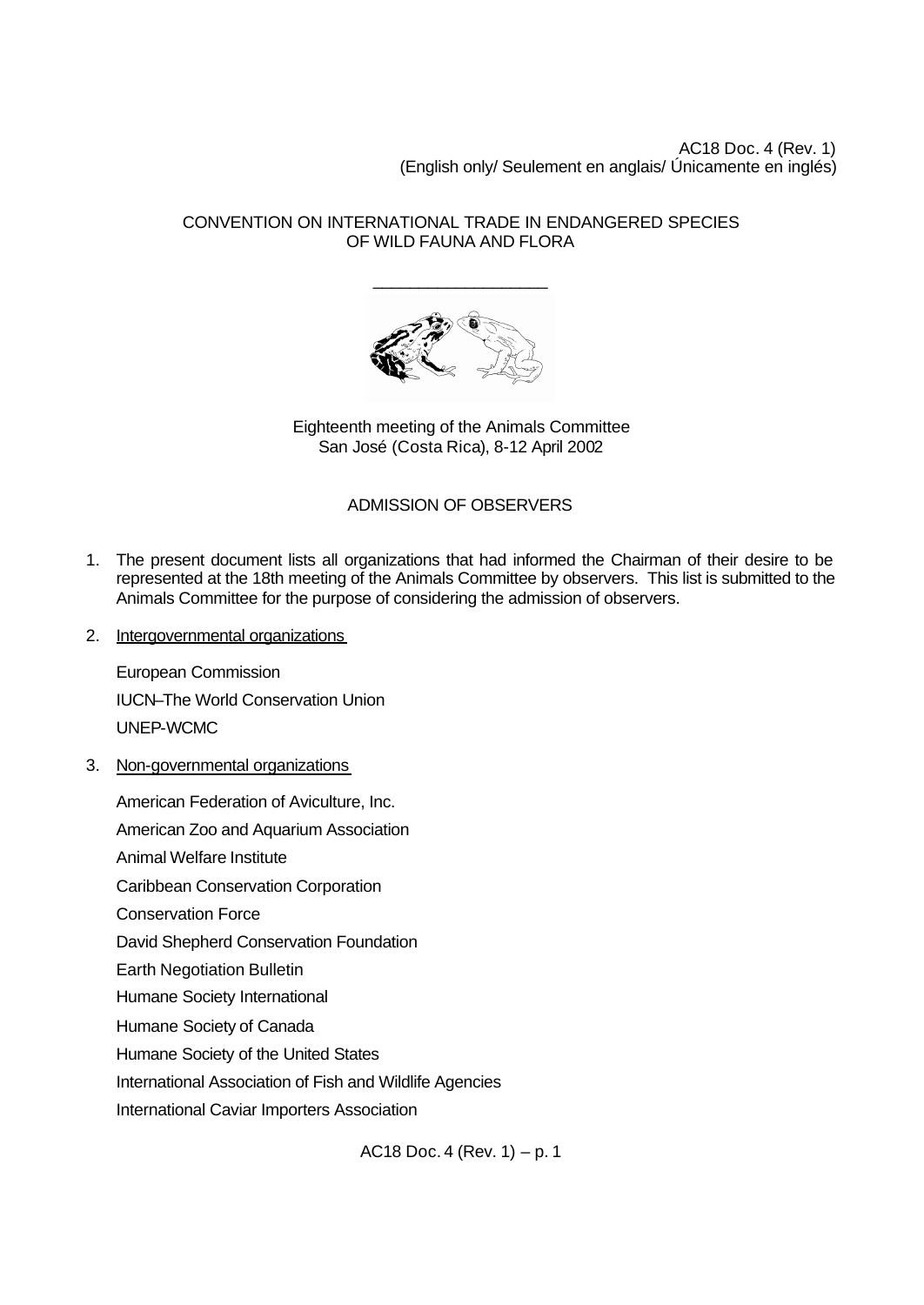AC18 Doc. 4 (Rev. 1)
(English only/ Seulement en anglais/ Únicamente en inglés)

CONVENTION ON INTERNATIONAL TRADE IN ENDANGERED SPECIES
OF WILD FAUNA AND FLORA

Eighteenth meeting of the Animals Committee
San José (Costa Rica), 8-12 April 2002

# ADMISSION OF OBSERVERS

1. The present document lists all organizations that had informed the Chairman of their desire to be represented at the 18th meeting of the Animals Committee by observers. This list is submitted to the Animals Committee for the purpose of considering the admission of observers.

2. Intergovernmental organizations

   European Commission

   IUCN–The World Conservation Union

   UNEP-WCMC

3. Non-governmental organizations

   American Federation of Aviculture, Inc.

   American Zoo and Aquarium Association

   Animal Welfare Institute

   Caribbean Conservation Corporation

   Conservation Force

   David Shepherd Conservation Foundation

   Earth Negotiation Bulletin

   Humane Society International

   Humane Society of Canada

   Humane Society of the United States

   International Association of Fish and Wildlife Agencies

   International Caviar Importers Association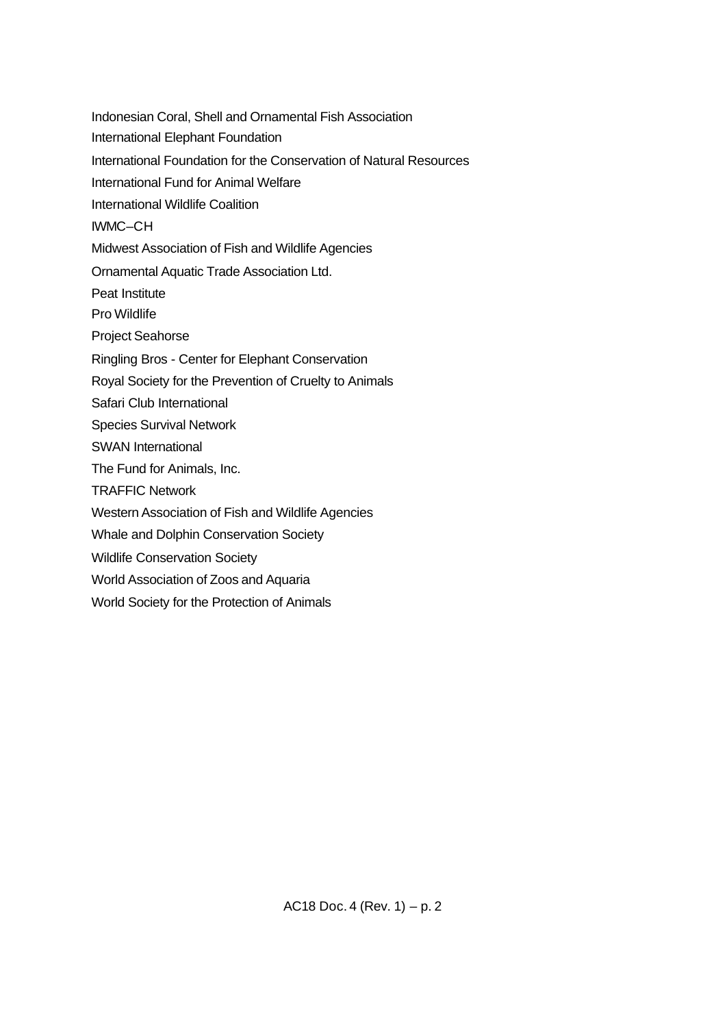Indonesian Coral, Shell and Ornamental Fish Association

International Elephant Foundation

International Foundation for the Conservation of Natural Resources

International Fund for Animal Welfare

International Wildlife Coalition

IWMC–CH

Midwest Association of Fish and Wildlife Agencies

Ornamental Aquatic Trade Association Ltd.

Peat Institute

Pro Wildlife

Project Seahorse

Ringling Bros - Center for Elephant Conservation

Royal Society for the Prevention of Cruelty to Animals

Safari Club International

Species Survival Network

SWAN International

The Fund for Animals, Inc.

TRAFFIC Network

Western Association of Fish and Wildlife Agencies

Whale and Dolphin Conservation Society

Wildlife Conservation Society

World Association of Zoos and Aquaria

World Society for the Protection of Animals